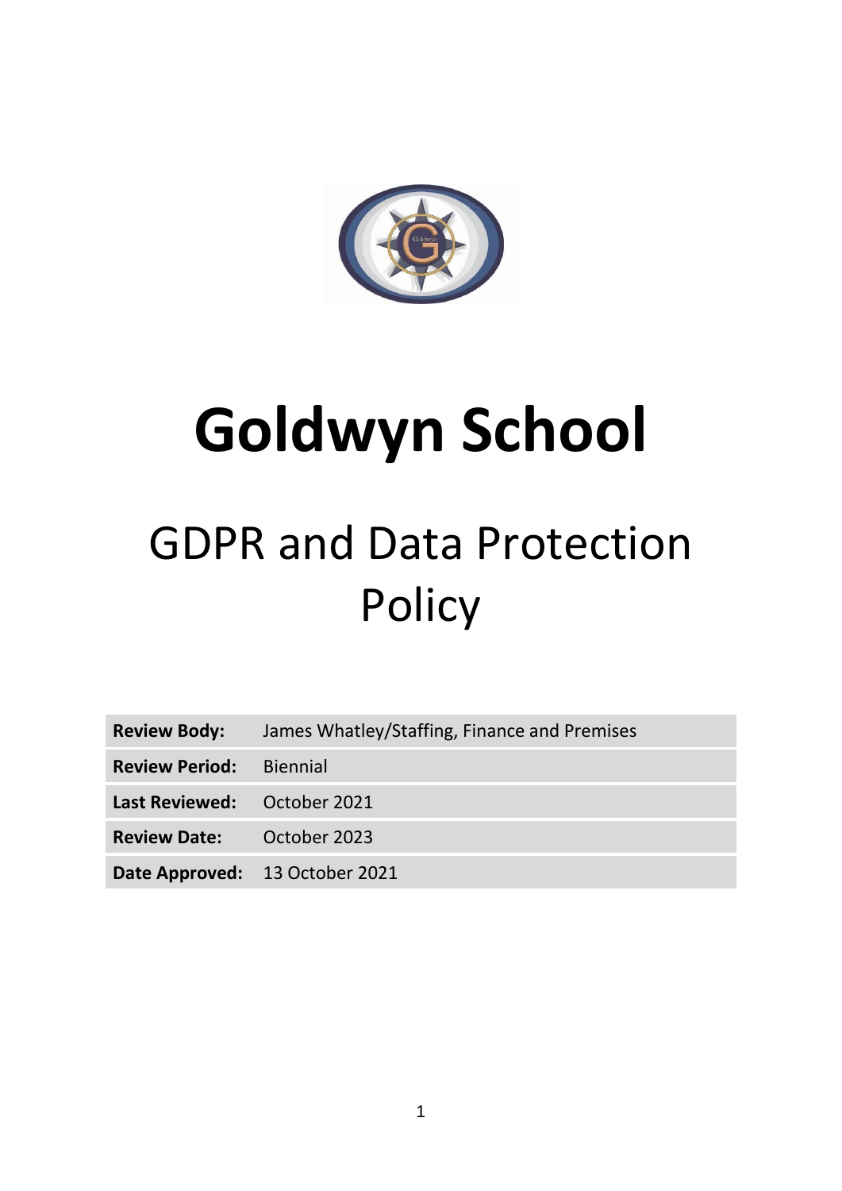# Goldwyn School

## GDPR and Data Protection Policy

| | |
|---|---|
| **Review Body:** | James Whatley/Staffing, Finance and Premises |
| **Review Period:** | Biennial |
| **Last Reviewed:** | October 2021 |
| **Review Date:** | October 2023 |
| **Date Approved:** | 13 October 2021 |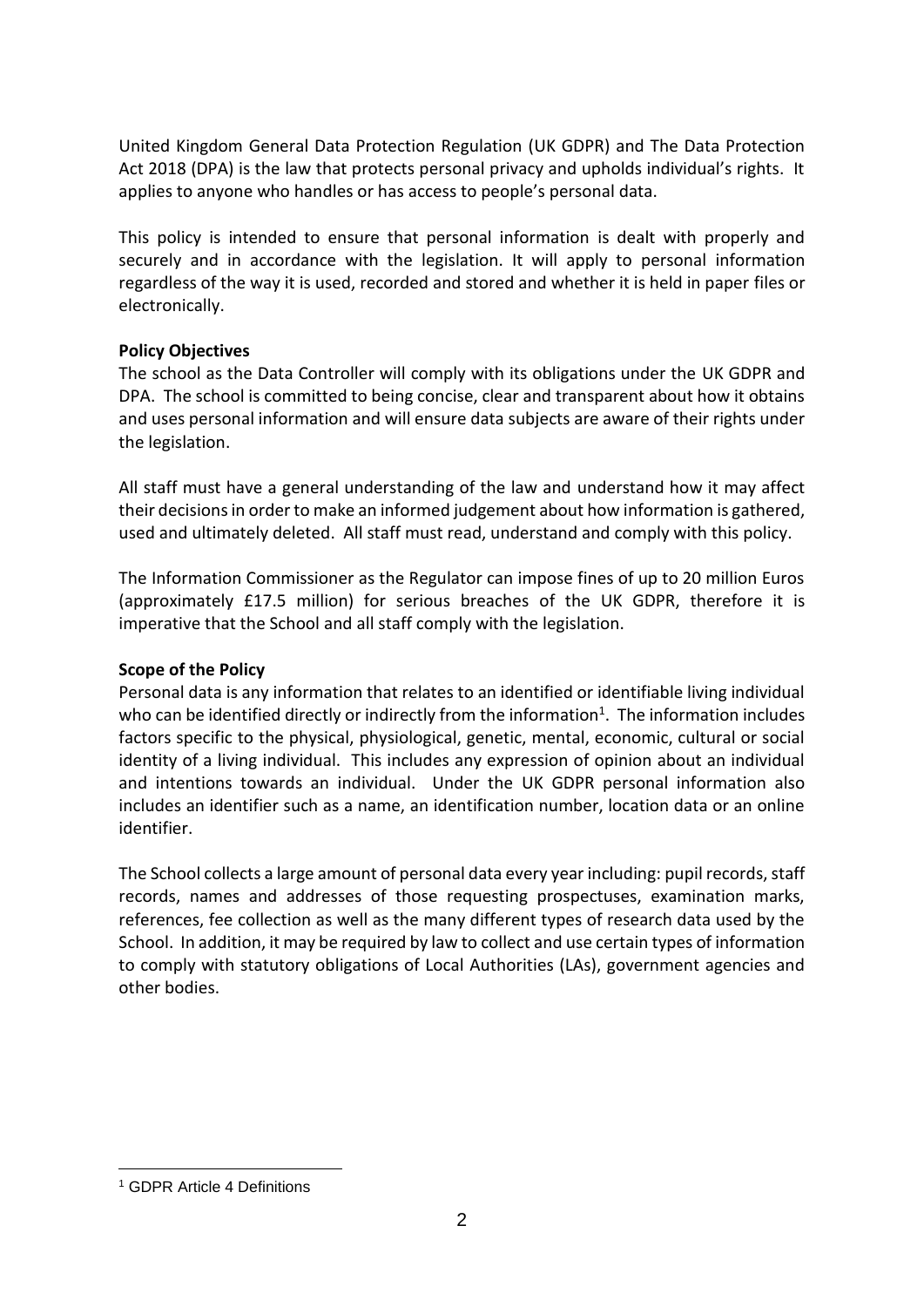United Kingdom General Data Protection Regulation (UK GDPR) and The Data Protection Act 2018 (DPA) is the law that protects personal privacy and upholds individual's rights. It applies to anyone who handles or has access to people's personal data.

This policy is intended to ensure that personal information is dealt with properly and securely and in accordance with the legislation. It will apply to personal information regardless of the way it is used, recorded and stored and whether it is held in paper files or electronically.

**Policy Objectives**

The school as the Data Controller will comply with its obligations under the UK GDPR and DPA. The school is committed to being concise, clear and transparent about how it obtains and uses personal information and will ensure data subjects are aware of their rights under the legislation.

All staff must have a general understanding of the law and understand how it may affect their decisions in order to make an informed judgement about how information is gathered, used and ultimately deleted. All staff must read, understand and comply with this policy.

The Information Commissioner as the Regulator can impose fines of up to 20 million Euros (approximately £17.5 million) for serious breaches of the UK GDPR, therefore it is imperative that the School and all staff comply with the legislation.

**Scope of the Policy**

Personal data is any information that relates to an identified or identifiable living individual who can be identified directly or indirectly from the information[1]. The information includes factors specific to the physical, physiological, genetic, mental, economic, cultural or social identity of a living individual. This includes any expression of opinion about an individual and intentions towards an individual. Under the UK GDPR personal information also includes an identifier such as a name, an identification number, location data or an online identifier.

The School collects a large amount of personal data every year including: pupil records, staff records, names and addresses of those requesting prospectuses, examination marks, references, fee collection as well as the many different types of research data used by the School. In addition, it may be required by law to collect and use certain types of information to comply with statutory obligations of Local Authorities (LAs), government agencies and other bodies.

---

[1] GDPR Article 4 Definitions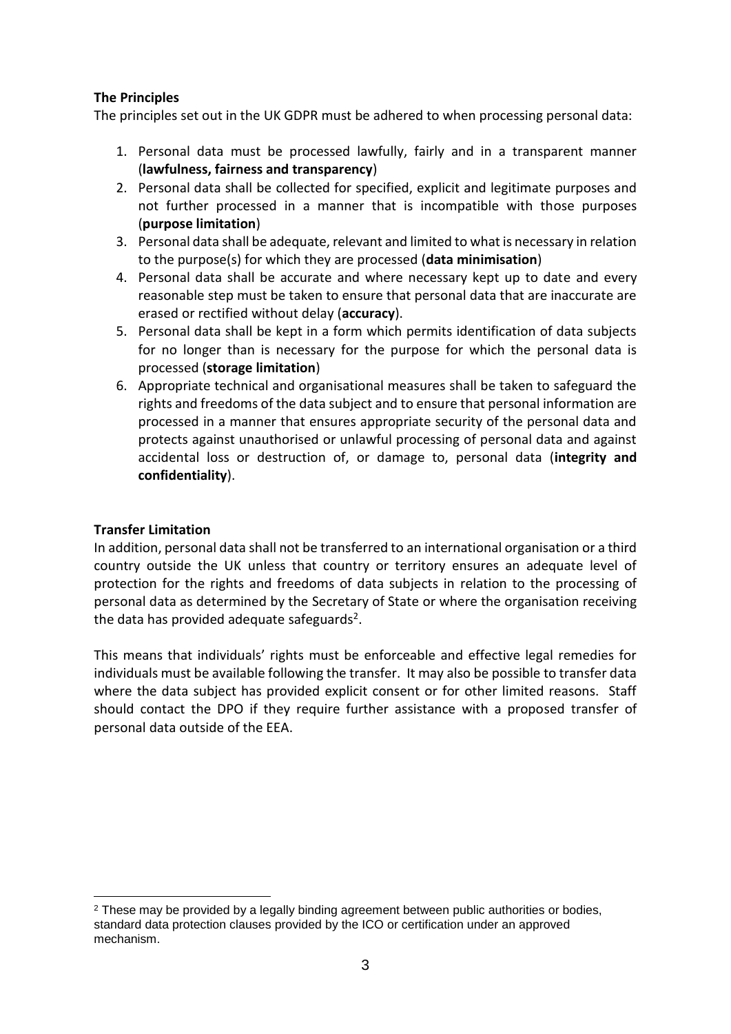**The Principles**

The principles set out in the UK GDPR must be adhered to when processing personal data:

1. Personal data must be processed lawfully, fairly and in a transparent manner (**lawfulness, fairness and transparency**)
2. Personal data shall be collected for specified, explicit and legitimate purposes and not further processed in a manner that is incompatible with those purposes (**purpose limitation**)
3. Personal data shall be adequate, relevant and limited to what is necessary in relation to the purpose(s) for which they are processed (**data minimisation**)
4. Personal data shall be accurate and where necessary kept up to date and every reasonable step must be taken to ensure that personal data that are inaccurate are erased or rectified without delay (**accuracy**).
5. Personal data shall be kept in a form which permits identification of data subjects for no longer than is necessary for the purpose for which the personal data is processed (**storage limitation**)
6. Appropriate technical and organisational measures shall be taken to safeguard the rights and freedoms of the data subject and to ensure that personal information are processed in a manner that ensures appropriate security of the personal data and protects against unauthorised or unlawful processing of personal data and against accidental loss or destruction of, or damage to, personal data (**integrity and confidentiality**).

**Transfer Limitation**

In addition, personal data shall not be transferred to an international organisation or a third country outside the UK unless that country or territory ensures an adequate level of protection for the rights and freedoms of data subjects in relation to the processing of personal data as determined by the Secretary of State or where the organisation receiving the data has provided adequate safeguards[2].

This means that individuals' rights must be enforceable and effective legal remedies for individuals must be available following the transfer. It may also be possible to transfer data where the data subject has provided explicit consent or for other limited reasons. Staff should contact the DPO if they require further assistance with a proposed transfer of personal data outside of the EEA.

[2] These may be provided by a legally binding agreement between public authorities or bodies, standard data protection clauses provided by the ICO or certification under an approved mechanism.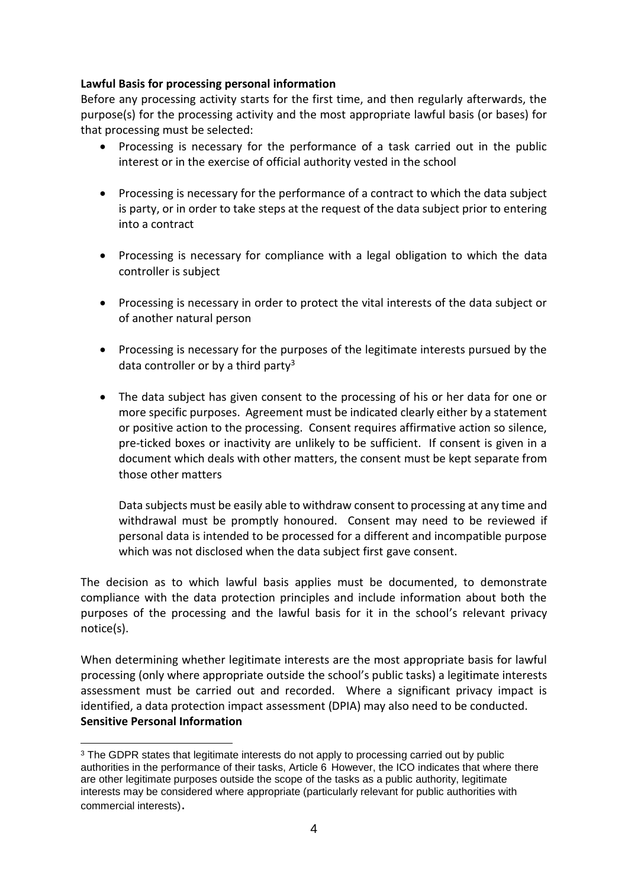**Lawful Basis for processing personal information**

Before any processing activity starts for the first time, and then regularly afterwards, the purpose(s) for the processing activity and the most appropriate lawful basis (or bases) for that processing must be selected:

- Processing is necessary for the performance of a task carried out in the public interest or in the exercise of official authority vested in the school

- Processing is necessary for the performance of a contract to which the data subject is party, or in order to take steps at the request of the data subject prior to entering into a contract

- Processing is necessary for compliance with a legal obligation to which the data controller is subject

- Processing is necessary in order to protect the vital interests of the data subject or of another natural person

- Processing is necessary for the purposes of the legitimate interests pursued by the data controller or by a third party[3]

- The data subject has given consent to the processing of his or her data for one or more specific purposes. Agreement must be indicated clearly either by a statement or positive action to the processing. Consent requires affirmative action so silence, pre-ticked boxes or inactivity are unlikely to be sufficient. If consent is given in a document which deals with other matters, the consent must be kept separate from those other matters

  Data subjects must be easily able to withdraw consent to processing at any time and withdrawal must be promptly honoured. Consent may need to be reviewed if personal data is intended to be processed for a different and incompatible purpose which was not disclosed when the data subject first gave consent.

The decision as to which lawful basis applies must be documented, to demonstrate compliance with the data protection principles and include information about both the purposes of the processing and the lawful basis for it in the school's relevant privacy notice(s).

When determining whether legitimate interests are the most appropriate basis for lawful processing (only where appropriate outside the school's public tasks) a legitimate interests assessment must be carried out and recorded. Where a significant privacy impact is identified, a data protection impact assessment (DPIA) may also need to be conducted.

**Sensitive Personal Information**

---

[3] The GDPR states that legitimate interests do not apply to processing carried out by public authorities in the performance of their tasks, Article 6 However, the ICO indicates that where there are other legitimate purposes outside the scope of the tasks as a public authority, legitimate interests may be considered where appropriate (particularly relevant for public authorities with commercial interests).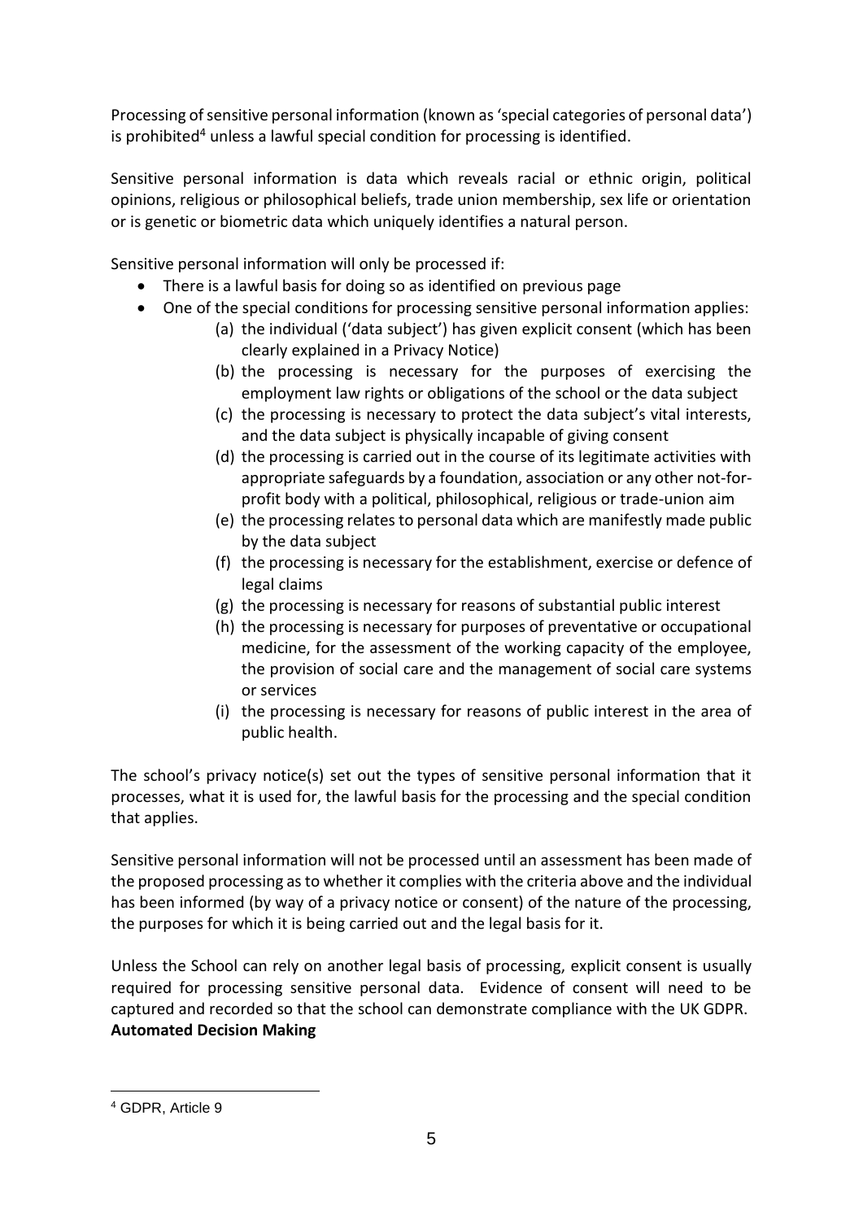Processing of sensitive personal information (known as 'special categories of personal data') is prohibited[4] unless a lawful special condition for processing is identified.

Sensitive personal information is data which reveals racial or ethnic origin, political opinions, religious or philosophical beliefs, trade union membership, sex life or orientation or is genetic or biometric data which uniquely identifies a natural person.

Sensitive personal information will only be processed if:

- There is a lawful basis for doing so as identified on previous page
- One of the special conditions for processing sensitive personal information applies:
    - (a) the individual ('data subject') has given explicit consent (which has been clearly explained in a Privacy Notice)
    - (b) the processing is necessary for the purposes of exercising the employment law rights or obligations of the school or the data subject
    - (c) the processing is necessary to protect the data subject's vital interests, and the data subject is physically incapable of giving consent
    - (d) the processing is carried out in the course of its legitimate activities with appropriate safeguards by a foundation, association or any other not-for-profit body with a political, philosophical, religious or trade-union aim
    - (e) the processing relates to personal data which are manifestly made public by the data subject
    - (f) the processing is necessary for the establishment, exercise or defence of legal claims
    - (g) the processing is necessary for reasons of substantial public interest
    - (h) the processing is necessary for purposes of preventative or occupational medicine, for the assessment of the working capacity of the employee, the provision of social care and the management of social care systems or services
    - (i) the processing is necessary for reasons of public interest in the area of public health.

The school's privacy notice(s) set out the types of sensitive personal information that it processes, what it is used for, the lawful basis for the processing and the special condition that applies.

Sensitive personal information will not be processed until an assessment has been made of the proposed processing as to whether it complies with the criteria above and the individual has been informed (by way of a privacy notice or consent) of the nature of the processing, the purposes for which it is being carried out and the legal basis for it.

Unless the School can rely on another legal basis of processing, explicit consent is usually required for processing sensitive personal data. Evidence of consent will need to be captured and recorded so that the school can demonstrate compliance with the UK GDPR.

**Automated Decision Making**

[4] GDPR, Article 9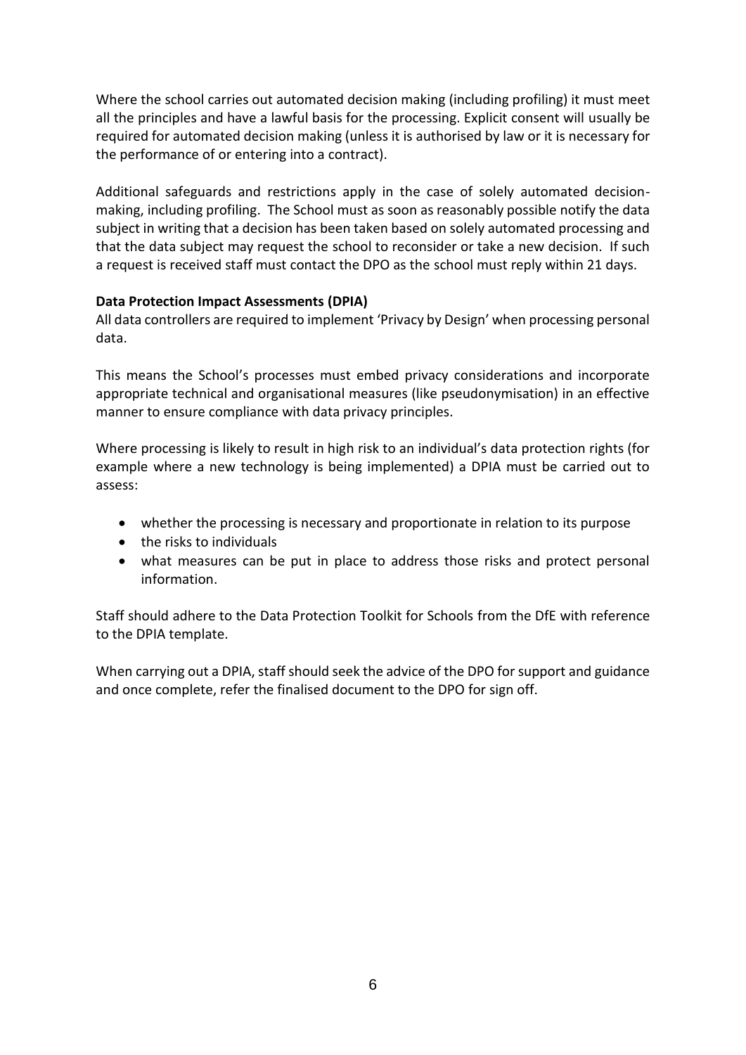Where the school carries out automated decision making (including profiling) it must meet all the principles and have a lawful basis for the processing. Explicit consent will usually be required for automated decision making (unless it is authorised by law or it is necessary for the performance of or entering into a contract).

Additional safeguards and restrictions apply in the case of solely automated decision-making, including profiling. The School must as soon as reasonably possible notify the data subject in writing that a decision has been taken based on solely automated processing and that the data subject may request the school to reconsider or take a new decision. If such a request is received staff must contact the DPO as the school must reply within 21 days.

**Data Protection Impact Assessments (DPIA)**

All data controllers are required to implement 'Privacy by Design' when processing personal data.

This means the School's processes must embed privacy considerations and incorporate appropriate technical and organisational measures (like pseudonymisation) in an effective manner to ensure compliance with data privacy principles.

Where processing is likely to result in high risk to an individual's data protection rights (for example where a new technology is being implemented) a DPIA must be carried out to assess:

- whether the processing is necessary and proportionate in relation to its purpose
- the risks to individuals
- what measures can be put in place to address those risks and protect personal information.

Staff should adhere to the Data Protection Toolkit for Schools from the DfE with reference to the DPIA template.

When carrying out a DPIA, staff should seek the advice of the DPO for support and guidance and once complete, refer the finalised document to the DPO for sign off.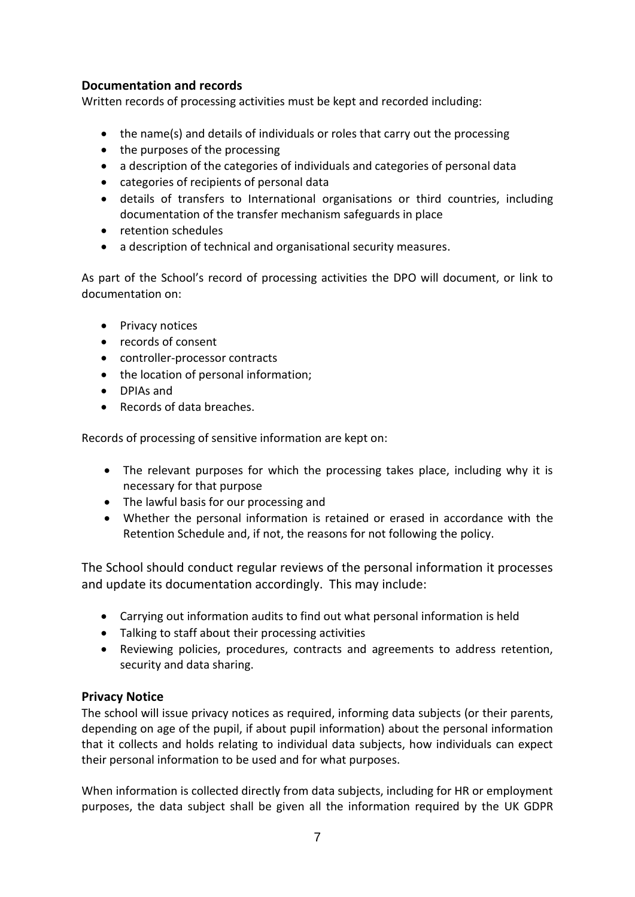## Documentation and records

Written records of processing activities must be kept and recorded including:

- the name(s) and details of individuals or roles that carry out the processing
- the purposes of the processing
- a description of the categories of individuals and categories of personal data
- categories of recipients of personal data
- details of transfers to International organisations or third countries, including documentation of the transfer mechanism safeguards in place
- retention schedules
- a description of technical and organisational security measures.

As part of the School's record of processing activities the DPO will document, or link to documentation on:

- Privacy notices
- records of consent
- controller-processor contracts
- the location of personal information;
- DPIAs and
- Records of data breaches.

Records of processing of sensitive information are kept on:

- The relevant purposes for which the processing takes place, including why it is necessary for that purpose
- The lawful basis for our processing and
- Whether the personal information is retained or erased in accordance with the Retention Schedule and, if not, the reasons for not following the policy.

The School should conduct regular reviews of the personal information it processes and update its documentation accordingly. This may include:

- Carrying out information audits to find out what personal information is held
- Talking to staff about their processing activities
- Reviewing policies, procedures, contracts and agreements to address retention, security and data sharing.

## Privacy Notice

The school will issue privacy notices as required, informing data subjects (or their parents, depending on age of the pupil, if about pupil information) about the personal information that it collects and holds relating to individual data subjects, how individuals can expect their personal information to be used and for what purposes.

When information is collected directly from data subjects, including for HR or employment purposes, the data subject shall be given all the information required by the UK GDPR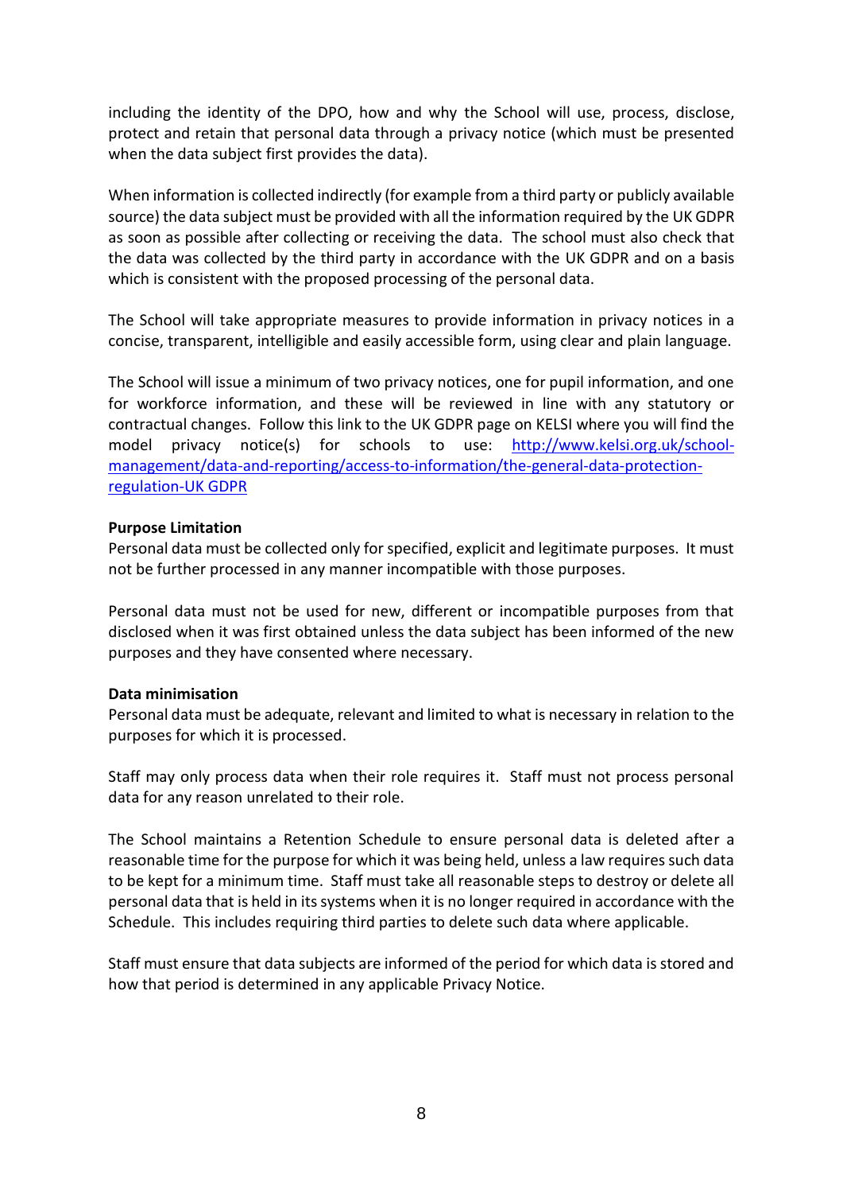including the identity of the DPO, how and why the School will use, process, disclose, protect and retain that personal data through a privacy notice (which must be presented when the data subject first provides the data).

When information is collected indirectly (for example from a third party or publicly available source) the data subject must be provided with all the information required by the UK GDPR as soon as possible after collecting or receiving the data. The school must also check that the data was collected by the third party in accordance with the UK GDPR and on a basis which is consistent with the proposed processing of the personal data.

The School will take appropriate measures to provide information in privacy notices in a concise, transparent, intelligible and easily accessible form, using clear and plain language.

The School will issue a minimum of two privacy notices, one for pupil information, and one for workforce information, and these will be reviewed in line with any statutory or contractual changes. Follow this link to the UK GDPR page on KELSI where you will find the model privacy notice(s) for schools to use: [http://www.kelsi.org.uk/school-management/data-and-reporting/access-to-information/the-general-data-protection-regulation-UK GDPR](http://www.kelsi.org.uk/school-management/data-and-reporting/access-to-information/the-general-data-protection-regulation-UK GDPR)

**Purpose Limitation**
Personal data must be collected only for specified, explicit and legitimate purposes. It must not be further processed in any manner incompatible with those purposes.

Personal data must not be used for new, different or incompatible purposes from that disclosed when it was first obtained unless the data subject has been informed of the new purposes and they have consented where necessary.

**Data minimisation**
Personal data must be adequate, relevant and limited to what is necessary in relation to the purposes for which it is processed.

Staff may only process data when their role requires it. Staff must not process personal data for any reason unrelated to their role.

The School maintains a Retention Schedule to ensure personal data is deleted after a reasonable time for the purpose for which it was being held, unless a law requires such data to be kept for a minimum time. Staff must take all reasonable steps to destroy or delete all personal data that is held in its systems when it is no longer required in accordance with the Schedule. This includes requiring third parties to delete such data where applicable.

Staff must ensure that data subjects are informed of the period for which data is stored and how that period is determined in any applicable Privacy Notice.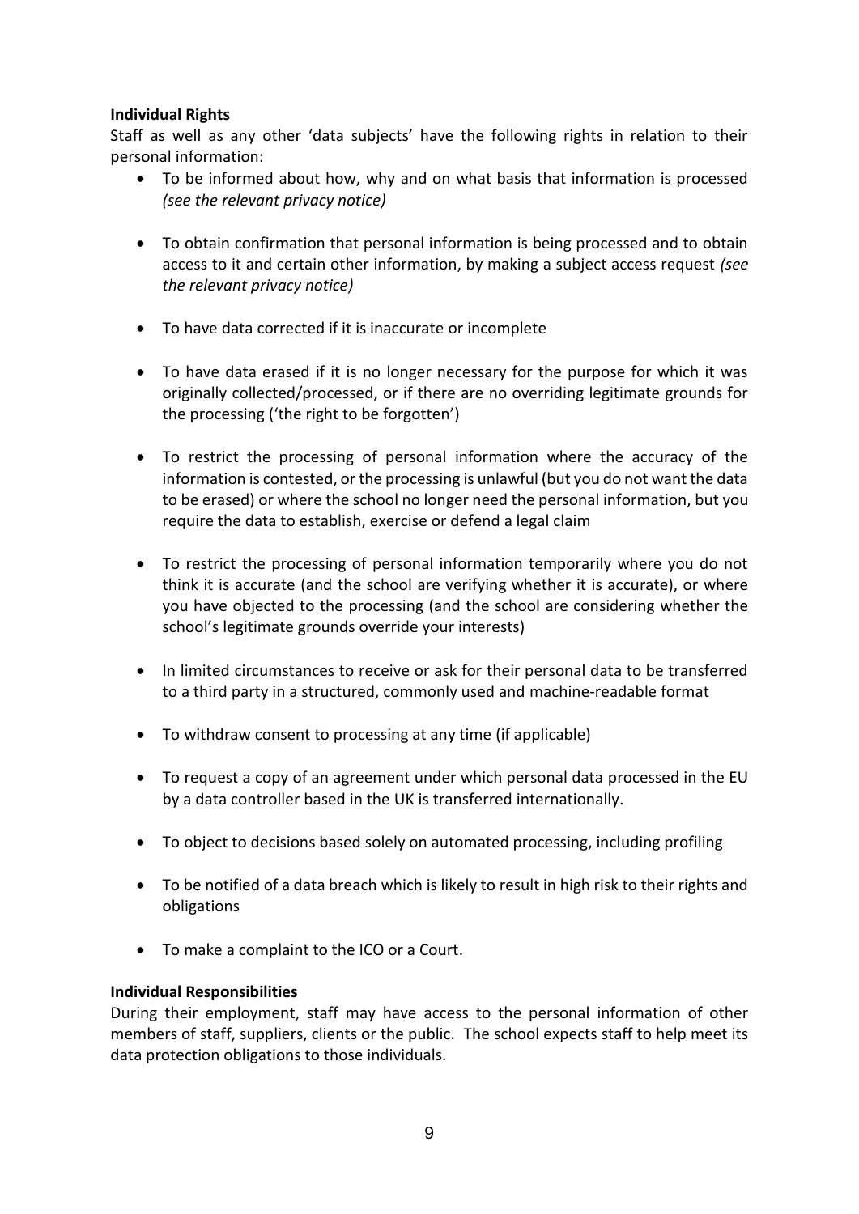**Individual Rights**

Staff as well as any other 'data subjects' have the following rights in relation to their personal information:

- To be informed about how, why and on what basis that information is processed *(see the relevant privacy notice)*
- To obtain confirmation that personal information is being processed and to obtain access to it and certain other information, by making a subject access request *(see the relevant privacy notice)*
- To have data corrected if it is inaccurate or incomplete
- To have data erased if it is no longer necessary for the purpose for which it was originally collected/processed, or if there are no overriding legitimate grounds for the processing ('the right to be forgotten')
- To restrict the processing of personal information where the accuracy of the information is contested, or the processing is unlawful (but you do not want the data to be erased) or where the school no longer need the personal information, but you require the data to establish, exercise or defend a legal claim
- To restrict the processing of personal information temporarily where you do not think it is accurate (and the school are verifying whether it is accurate), or where you have objected to the processing (and the school are considering whether the school's legitimate grounds override your interests)
- In limited circumstances to receive or ask for their personal data to be transferred to a third party in a structured, commonly used and machine-readable format
- To withdraw consent to processing at any time (if applicable)
- To request a copy of an agreement under which personal data processed in the EU by a data controller based in the UK is transferred internationally.
- To object to decisions based solely on automated processing, including profiling
- To be notified of a data breach which is likely to result in high risk to their rights and obligations
- To make a complaint to the ICO or a Court.

**Individual Responsibilities**

During their employment, staff may have access to the personal information of other members of staff, suppliers, clients or the public. The school expects staff to help meet its data protection obligations to those individuals.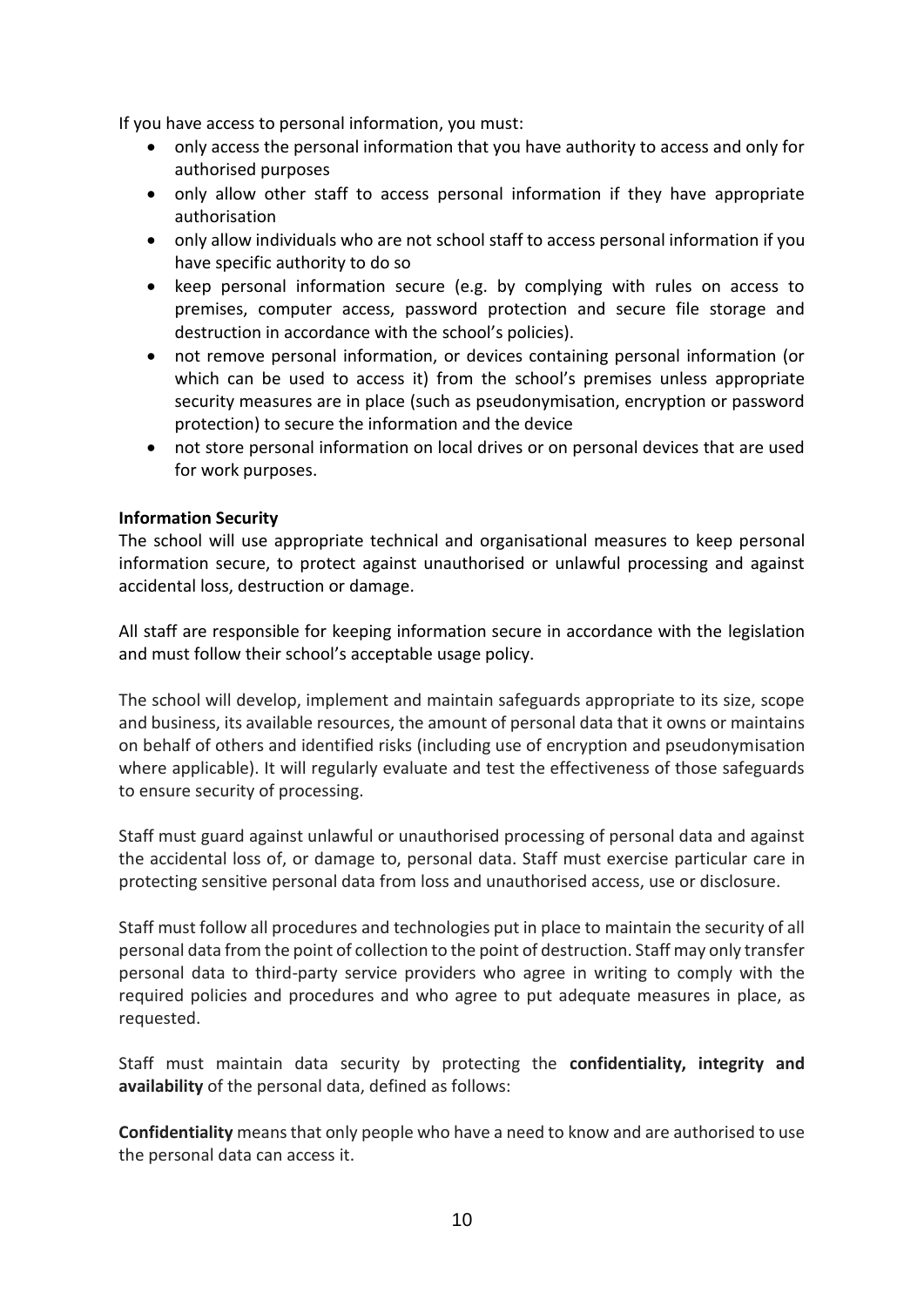If you have access to personal information, you must:

- only access the personal information that you have authority to access and only for authorised purposes
- only allow other staff to access personal information if they have appropriate authorisation
- only allow individuals who are not school staff to access personal information if you have specific authority to do so
- keep personal information secure (e.g. by complying with rules on access to premises, computer access, password protection and secure file storage and destruction in accordance with the school's policies).
- not remove personal information, or devices containing personal information (or which can be used to access it) from the school's premises unless appropriate security measures are in place (such as pseudonymisation, encryption or password protection) to secure the information and the device
- not store personal information on local drives or on personal devices that are used for work purposes.

**Information Security**

The school will use appropriate technical and organisational measures to keep personal information secure, to protect against unauthorised or unlawful processing and against accidental loss, destruction or damage.

All staff are responsible for keeping information secure in accordance with the legislation and must follow their school's acceptable usage policy.

The school will develop, implement and maintain safeguards appropriate to its size, scope and business, its available resources, the amount of personal data that it owns or maintains on behalf of others and identified risks (including use of encryption and pseudonymisation where applicable). It will regularly evaluate and test the effectiveness of those safeguards to ensure security of processing.

Staff must guard against unlawful or unauthorised processing of personal data and against the accidental loss of, or damage to, personal data. Staff must exercise particular care in protecting sensitive personal data from loss and unauthorised access, use or disclosure.

Staff must follow all procedures and technologies put in place to maintain the security of all personal data from the point of collection to the point of destruction. Staff may only transfer personal data to third-party service providers who agree in writing to comply with the required policies and procedures and who agree to put adequate measures in place, as requested.

Staff must maintain data security by protecting the **confidentiality, integrity and availability** of the personal data, defined as follows:

**Confidentiality** means that only people who have a need to know and are authorised to use the personal data can access it.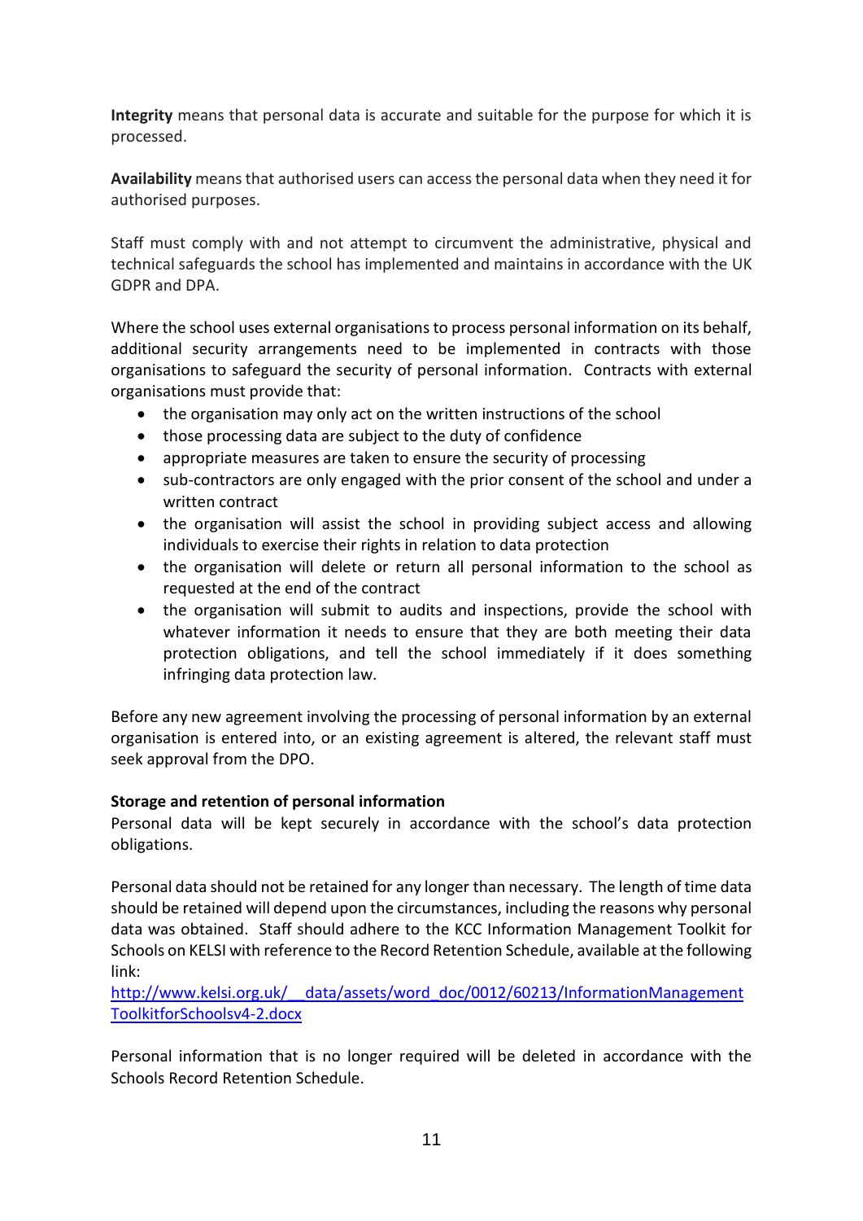**Integrity** means that personal data is accurate and suitable for the purpose for which it is processed.

**Availability** means that authorised users can access the personal data when they need it for authorised purposes.

Staff must comply with and not attempt to circumvent the administrative, physical and technical safeguards the school has implemented and maintains in accordance with the UK GDPR and DPA.

Where the school uses external organisations to process personal information on its behalf, additional security arrangements need to be implemented in contracts with those organisations to safeguard the security of personal information. Contracts with external organisations must provide that:

- the organisation may only act on the written instructions of the school
- those processing data are subject to the duty of confidence
- appropriate measures are taken to ensure the security of processing
- sub-contractors are only engaged with the prior consent of the school and under a written contract
- the organisation will assist the school in providing subject access and allowing individuals to exercise their rights in relation to data protection
- the organisation will delete or return all personal information to the school as requested at the end of the contract
- the organisation will submit to audits and inspections, provide the school with whatever information it needs to ensure that they are both meeting their data protection obligations, and tell the school immediately if it does something infringing data protection law.

Before any new agreement involving the processing of personal information by an external organisation is entered into, or an existing agreement is altered, the relevant staff must seek approval from the DPO.

**Storage and retention of personal information**

Personal data will be kept securely in accordance with the school's data protection obligations.

Personal data should not be retained for any longer than necessary. The length of time data should be retained will depend upon the circumstances, including the reasons why personal data was obtained. Staff should adhere to the KCC Information Management Toolkit for Schools on KELSI with reference to the Record Retention Schedule, available at the following link:
http://www.kelsi.org.uk/__data/assets/word_doc/0012/60213/InformationManagementToolkitforSchoolsv4-2.docx

Personal information that is no longer required will be deleted in accordance with the Schools Record Retention Schedule.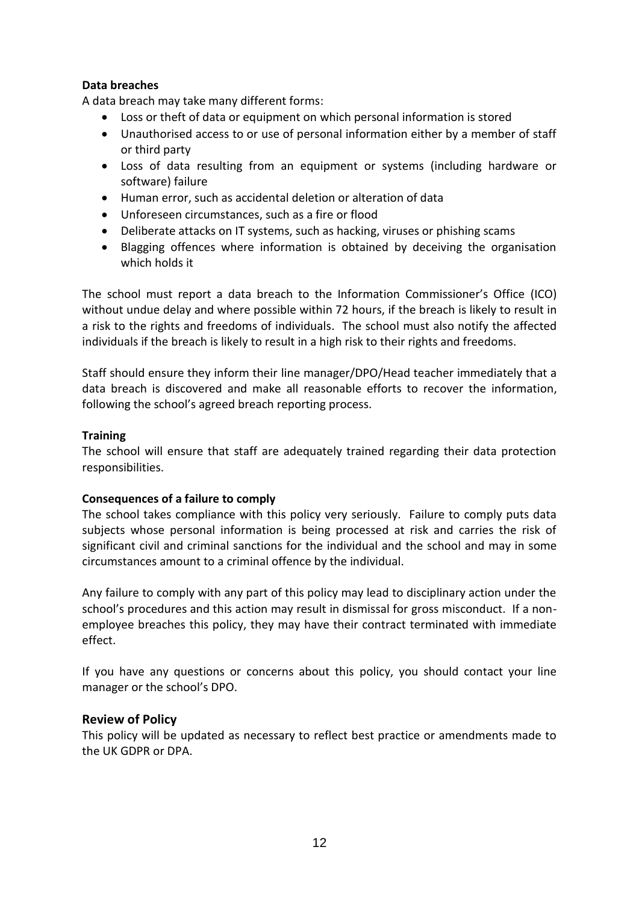**Data breaches**

A data breach may take many different forms:

- Loss or theft of data or equipment on which personal information is stored
- Unauthorised access to or use of personal information either by a member of staff or third party
- Loss of data resulting from an equipment or systems (including hardware or software) failure
- Human error, such as accidental deletion or alteration of data
- Unforeseen circumstances, such as a fire or flood
- Deliberate attacks on IT systems, such as hacking, viruses or phishing scams
- Blagging offences where information is obtained by deceiving the organisation which holds it

The school must report a data breach to the Information Commissioner's Office (ICO) without undue delay and where possible within 72 hours, if the breach is likely to result in a risk to the rights and freedoms of individuals. The school must also notify the affected individuals if the breach is likely to result in a high risk to their rights and freedoms.

Staff should ensure they inform their line manager/DPO/Head teacher immediately that a data breach is discovered and make all reasonable efforts to recover the information, following the school's agreed breach reporting process.

**Training**

The school will ensure that staff are adequately trained regarding their data protection responsibilities.

**Consequences of a failure to comply**

The school takes compliance with this policy very seriously. Failure to comply puts data subjects whose personal information is being processed at risk and carries the risk of significant civil and criminal sanctions for the individual and the school and may in some circumstances amount to a criminal offence by the individual.

Any failure to comply with any part of this policy may lead to disciplinary action under the school's procedures and this action may result in dismissal for gross misconduct. If a non-employee breaches this policy, they may have their contract terminated with immediate effect.

If you have any questions or concerns about this policy, you should contact your line manager or the school's DPO.

## Review of Policy

This policy will be updated as necessary to reflect best practice or amendments made to the UK GDPR or DPA.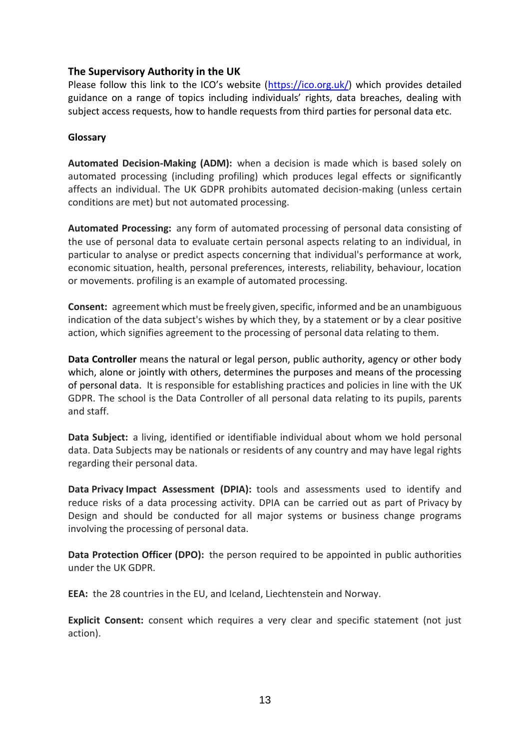## The Supervisory Authority in the UK

Please follow this link to the ICO's website (https://ico.org.uk/) which provides detailed guidance on a range of topics including individuals' rights, data breaches, dealing with subject access requests, how to handle requests from third parties for personal data etc.

### Glossary

**Automated Decision-Making (ADM):** when a decision is made which is based solely on automated processing (including profiling) which produces legal effects or significantly affects an individual. The UK GDPR prohibits automated decision-making (unless certain conditions are met) but not automated processing.

**Automated Processing:** any form of automated processing of personal data consisting of the use of personal data to evaluate certain personal aspects relating to an individual, in particular to analyse or predict aspects concerning that individual's performance at work, economic situation, health, personal preferences, interests, reliability, behaviour, location or movements. profiling is an example of automated processing.

**Consent:** agreement which must be freely given, specific, informed and be an unambiguous indication of the data subject's wishes by which they, by a statement or by a clear positive action, which signifies agreement to the processing of personal data relating to them.

**Data Controller** means the natural or legal person, public authority, agency or other body which, alone or jointly with others, determines the purposes and means of the processing of personal data. It is responsible for establishing practices and policies in line with the UK GDPR. The school is the Data Controller of all personal data relating to its pupils, parents and staff.

**Data Subject:** a living, identified or identifiable individual about whom we hold personal data. Data Subjects may be nationals or residents of any country and may have legal rights regarding their personal data.

**Data Privacy Impact Assessment (DPIA):** tools and assessments used to identify and reduce risks of a data processing activity. DPIA can be carried out as part of Privacy by Design and should be conducted for all major systems or business change programs involving the processing of personal data.

**Data Protection Officer (DPO):** the person required to be appointed in public authorities under the UK GDPR.

**EEA:** the 28 countries in the EU, and Iceland, Liechtenstein and Norway.

**Explicit Consent:** consent which requires a very clear and specific statement (not just action).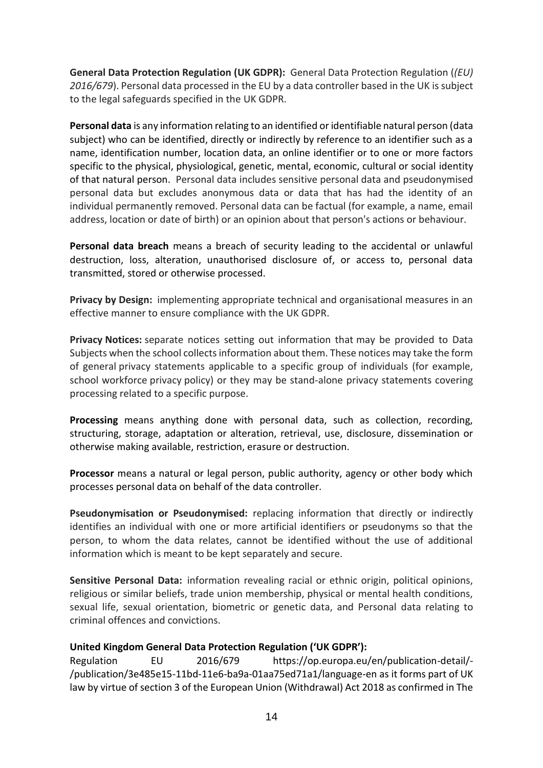**General Data Protection Regulation (UK GDPR):** General Data Protection Regulation (*(EU) 2016/679*). Personal data processed in the EU by a data controller based in the UK is subject to the legal safeguards specified in the UK GDPR.

**Personal data** is any information relating to an identified or identifiable natural person (data subject) who can be identified, directly or indirectly by reference to an identifier such as a name, identification number, location data, an online identifier or to one or more factors specific to the physical, physiological, genetic, mental, economic, cultural or social identity of that natural person. Personal data includes sensitive personal data and pseudonymised personal data but excludes anonymous data or data that has had the identity of an individual permanently removed. Personal data can be factual (for example, a name, email address, location or date of birth) or an opinion about that person's actions or behaviour.

**Personal data breach** means a breach of security leading to the accidental or unlawful destruction, loss, alteration, unauthorised disclosure of, or access to, personal data transmitted, stored or otherwise processed.

**Privacy by Design:** implementing appropriate technical and organisational measures in an effective manner to ensure compliance with the UK GDPR.

**Privacy Notices:** separate notices setting out information that may be provided to Data Subjects when the school collects information about them. These notices may take the form of general privacy statements applicable to a specific group of individuals (for example, school workforce privacy policy) or they may be stand-alone privacy statements covering processing related to a specific purpose.

**Processing** means anything done with personal data, such as collection, recording, structuring, storage, adaptation or alteration, retrieval, use, disclosure, dissemination or otherwise making available, restriction, erasure or destruction.

**Processor** means a natural or legal person, public authority, agency or other body which processes personal data on behalf of the data controller.

**Pseudonymisation or Pseudonymised:** replacing information that directly or indirectly identifies an individual with one or more artificial identifiers or pseudonyms so that the person, to whom the data relates, cannot be identified without the use of additional information which is meant to be kept separately and secure.

**Sensitive Personal Data:** information revealing racial or ethnic origin, political opinions, religious or similar beliefs, trade union membership, physical or mental health conditions, sexual life, sexual orientation, biometric or genetic data, and Personal data relating to criminal offences and convictions.

**United Kingdom General Data Protection Regulation ('UK GDPR'):**
Regulation EU 2016/679 https://op.europa.eu/en/publication-detail/-/publication/3e485e15-11bd-11e6-ba9a-01aa75ed71a1/language-en as it forms part of UK law by virtue of section 3 of the European Union (Withdrawal) Act 2018 as confirmed in The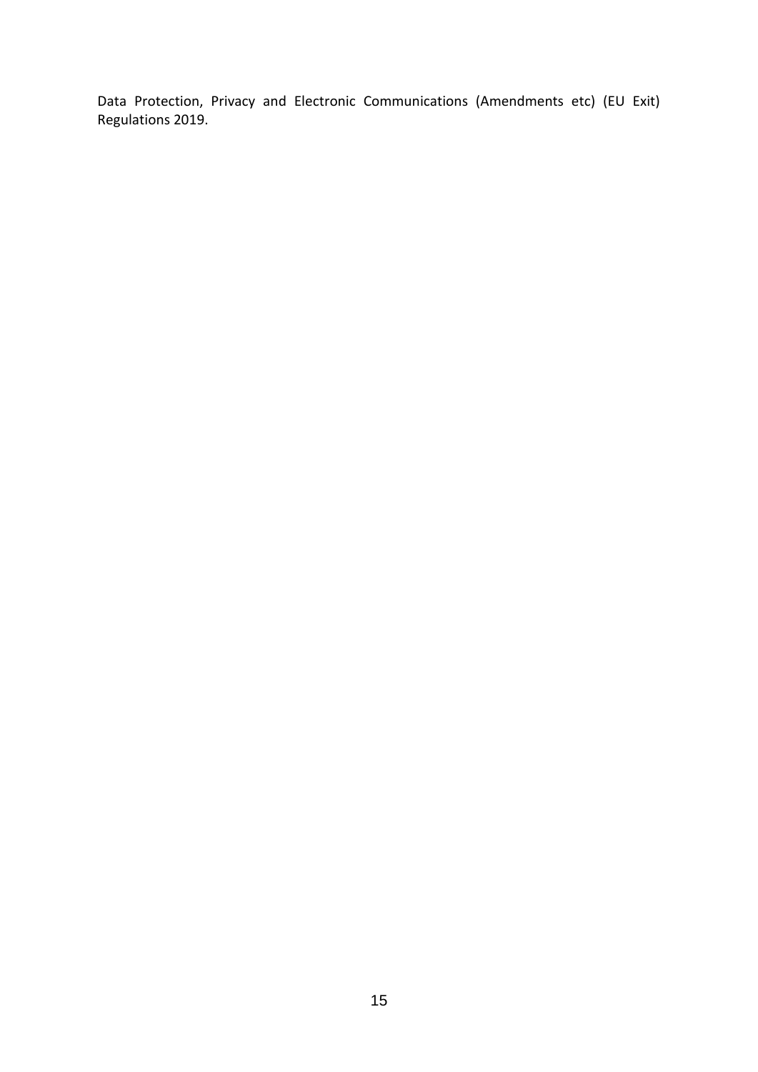Data Protection, Privacy and Electronic Communications (Amendments etc) (EU Exit) Regulations 2019.